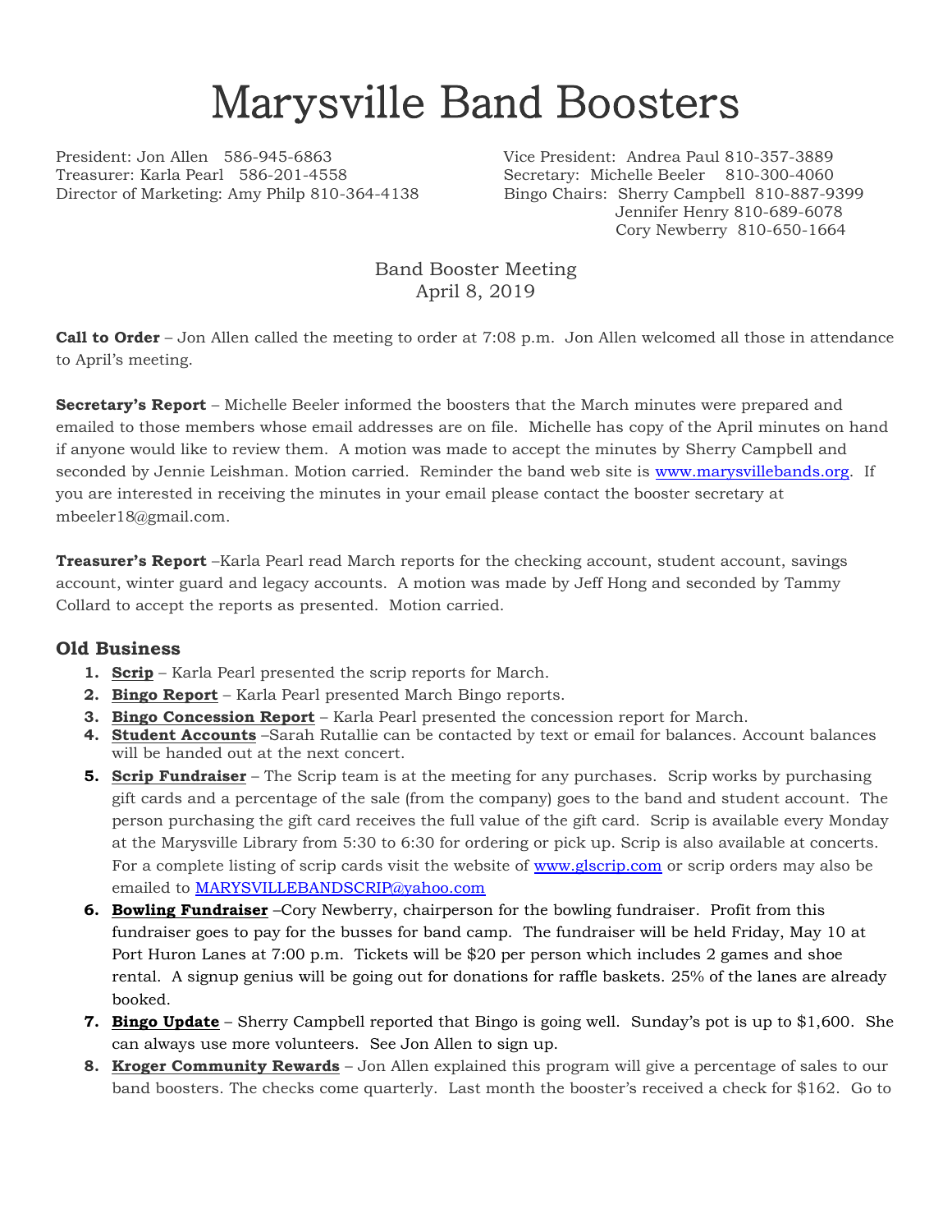# Marysville Band Boosters

President: Jon Allen 586-945-6863
Treasurer: Karla Pearl 586-201-4558
Director of Marketing: Amy Philp 810-364-4138

Vice President: Andrea Paul 810-357-3889
Secretary: Michelle Beeler 810-300-4060
Bingo Chairs: Sherry Campbell 810-887-9399
Jennifer Henry 810-689-6078
Cory Newberry 810-650-1664

Band Booster Meeting
April 8, 2019

**Call to Order** – Jon Allen called the meeting to order at 7:08 p.m. Jon Allen welcomed all those in attendance to April's meeting.

**Secretary's Report** – Michelle Beeler informed the boosters that the March minutes were prepared and emailed to those members whose email addresses are on file. Michelle has copy of the April minutes on hand if anyone would like to review them. A motion was made to accept the minutes by Sherry Campbell and seconded by Jennie Leishman. Motion carried. Reminder the band web site is www.marysvillebands.org. If you are interested in receiving the minutes in your email please contact the booster secretary at mbeeler18@gmail.com.

**Treasurer's Report** –Karla Pearl read March reports for the checking account, student account, savings account, winter guard and legacy accounts. A motion was made by Jeff Hong and seconded by Tammy Collard to accept the reports as presented. Motion carried.

## Old Business

1. **Scrip** – Karla Pearl presented the scrip reports for March.
2. **Bingo Report** – Karla Pearl presented March Bingo reports.
3. **Bingo Concession Report** – Karla Pearl presented the concession report for March.
4. **Student Accounts** –Sarah Rutallie can be contacted by text or email for balances. Account balances will be handed out at the next concert.
5. **Scrip Fundraiser** – The Scrip team is at the meeting for any purchases. Scrip works by purchasing gift cards and a percentage of the sale (from the company) goes to the band and student account. The person purchasing the gift card receives the full value of the gift card. Scrip is available every Monday at the Marysville Library from 5:30 to 6:30 for ordering or pick up. Scrip is also available at concerts. For a complete listing of scrip cards visit the website of www.glscrip.com or scrip orders may also be emailed to MARYSVILLEBANDSCRIP@yahoo.com
6. **Bowling Fundraiser** –Cory Newberry, chairperson for the bowling fundraiser. Profit from this fundraiser goes to pay for the busses for band camp. The fundraiser will be held Friday, May 10 at Port Huron Lanes at 7:00 p.m. Tickets will be $20 per person which includes 2 games and shoe rental. A signup genius will be going out for donations for raffle baskets. 25% of the lanes are already booked.
7. **Bingo Update** – Sherry Campbell reported that Bingo is going well. Sunday's pot is up to $1,600. She can always use more volunteers. See Jon Allen to sign up.
8. **Kroger Community Rewards** – Jon Allen explained this program will give a percentage of sales to our band boosters. The checks come quarterly. Last month the booster's received a check for $162. Go to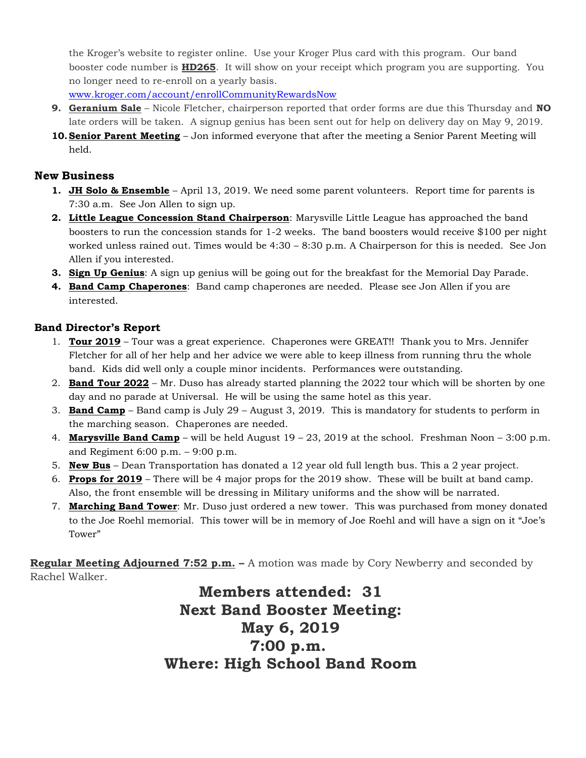the Kroger's website to register online. Use your Kroger Plus card with this program. Our band booster code number is **HD265**. It will show on your receipt which program you are supporting. You no longer need to re-enroll on a yearly basis.
www.kroger.com/account/enrollCommunityRewardsNow

9. **Geranium Sale** – Nicole Fletcher, chairperson reported that order forms are due this Thursday and **NO** late orders will be taken. A signup genius has been sent out for help on delivery day on May 9, 2019.
10. **Senior Parent Meeting** – Jon informed everyone that after the meeting a Senior Parent Meeting will held.

## New Business

1. **JH Solo & Ensemble** – April 13, 2019. We need some parent volunteers. Report time for parents is 7:30 a.m. See Jon Allen to sign up.
2. **Little League Concession Stand Chairperson**: Marysville Little League has approached the band boosters to run the concession stands for 1-2 weeks. The band boosters would receive $100 per night worked unless rained out. Times would be 4:30 – 8:30 p.m. A Chairperson for this is needed. See Jon Allen if you interested.
3. **Sign Up Genius**: A sign up genius will be going out for the breakfast for the Memorial Day Parade.
4. **Band Camp Chaperones**: Band camp chaperones are needed. Please see Jon Allen if you are interested.

## Band Director's Report

1. **Tour 2019** – Tour was a great experience. Chaperones were GREAT!! Thank you to Mrs. Jennifer Fletcher for all of her help and her advice we were able to keep illness from running thru the whole band. Kids did well only a couple minor incidents. Performances were outstanding.
2. **Band Tour 2022** – Mr. Duso has already started planning the 2022 tour which will be shorten by one day and no parade at Universal. He will be using the same hotel as this year.
3. **Band Camp** – Band camp is July 29 – August 3, 2019. This is mandatory for students to perform in the marching season. Chaperones are needed.
4. **Marysville Band Camp** – will be held August 19 – 23, 2019 at the school. Freshman Noon – 3:00 p.m. and Regiment 6:00 p.m. – 9:00 p.m.
5. **New Bus** – Dean Transportation has donated a 12 year old full length bus. This a 2 year project.
6. **Props for 2019** – There will be 4 major props for the 2019 show. These will be built at band camp. Also, the front ensemble will be dressing in Military uniforms and the show will be narrated.
7. **Marching Band Tower**: Mr. Duso just ordered a new tower. This was purchased from money donated to the Joe Roehl memorial. This tower will be in memory of Joe Roehl and will have a sign on it "Joe's Tower"

**Regular Meeting Adjourned 7:52 p.m. –** A motion was made by Cory Newberry and seconded by Rachel Walker.

**Members attended: 31**
**Next Band Booster Meeting:**
**May 6, 2019**
**7:00 p.m.**
**Where: High School Band Room**